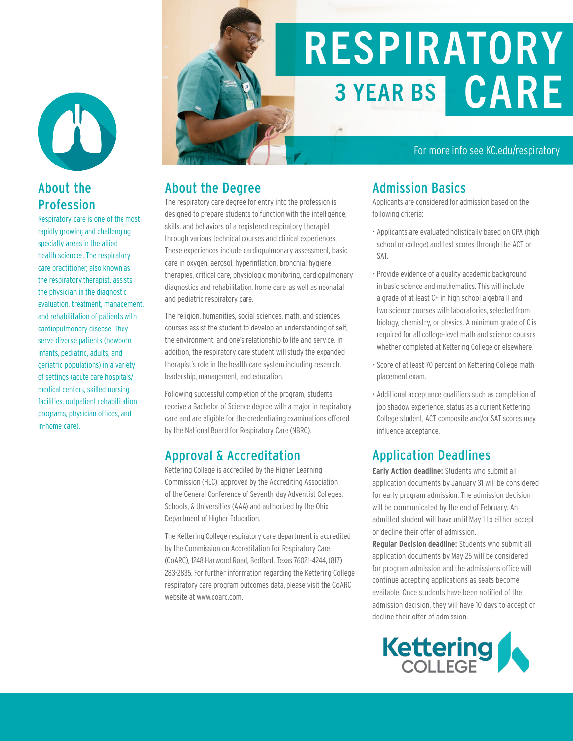# RESPIRATORY CARE

## 3 YEAR BS

For more info see KC.edu/respiratory

## About the Profession

Respiratory care is one of the most rapidly growing and challenging specialty areas in the allied health sciences. The respiratory care practitioner, also known as the respiratory therapist, assists the physician in the diagnostic evaluation, treatment, management, and rehabilitation of patients with cardiopulmonary disease. They serve diverse patients (newborn infants, pediatric, adults, and geriatric populations) in a variety of settings (acute care hospitals/ medical centers, skilled nursing facilities, outpatient rehabilitation programs, physician offices, and in-home care).

## About the Degree

The respiratory care degree for entry into the profession is designed to prepare students to function with the intelligence, skills, and behaviors of a registered respiratory therapist through various technical courses and clinical experiences. These experiences include cardiopulmonary assessment, basic care in oxygen, aerosol, hyperinflation, bronchial hygiene therapies, critical care, physiologic monitoring, cardiopulmonary diagnostics and rehabilitation, home care, as well as neonatal and pediatric respiratory care.

The religion, humanities, social sciences, math, and sciences courses assist the student to develop an understanding of self, the environment, and one's relationship to life and service. In addition, the respiratory care student will study the expanded therapist's role in the health care system including research, leadership, management, and education.

Following successful completion of the program, students receive a Bachelor of Science degree with a major in respiratory care and are eligible for the credentialing examinations offered by the National Board for Respiratory Care (NBRC).

## Approval & Accreditation

Kettering College is accredited by the Higher Learning Commission (HLC), approved by the Accrediting Association of the General Conference of Seventh-day Adventist Colleges, Schools, & Universities (AAA) and authorized by the Ohio Department of Higher Education.

The Kettering College respiratory care department is accredited by the Commission on Accreditation for Respiratory Care (CoARC), 1248 Harwood Road, Bedford, Texas 76021-4244, (817) 283-2835. For further information regarding the Kettering College respiratory care program outcomes data, please visit the CoARC website at www.coarc.com.

## Admission Basics

Applicants are considered for admission based on the following criteria:

- Applicants are evaluated holistically based on GPA (high school or college) and test scores through the ACT or SAT.
- Provide evidence of a quality academic background in basic science and mathematics. This will include a grade of at least C+ in high school algebra II and two science courses with laboratories, selected from biology, chemistry, or physics. A minimum grade of C is required for all college-level math and science courses whether completed at Kettering College or elsewhere.
- Score of at least 70 percent on Kettering College math placement exam.
- Additional acceptance qualifiers such as completion of job shadow experience, status as a current Kettering College student, ACT composite and/or SAT scores may influence acceptance.

## Application Deadlines

**Early Action deadline:** Students who submit all application documents by January 31 will be considered for early program admission. The admission decision will be communicated by the end of February. An admitted student will have until May 1 to either accept or decline their offer of admission.

**Regular Decision deadline:** Students who submit all application documents by May 25 will be considered for program admission and the admissions office will continue accepting applications as seats become available. Once students have been notified of the admission decision, they will have 10 days to accept or decline their offer of admission.

Kettering College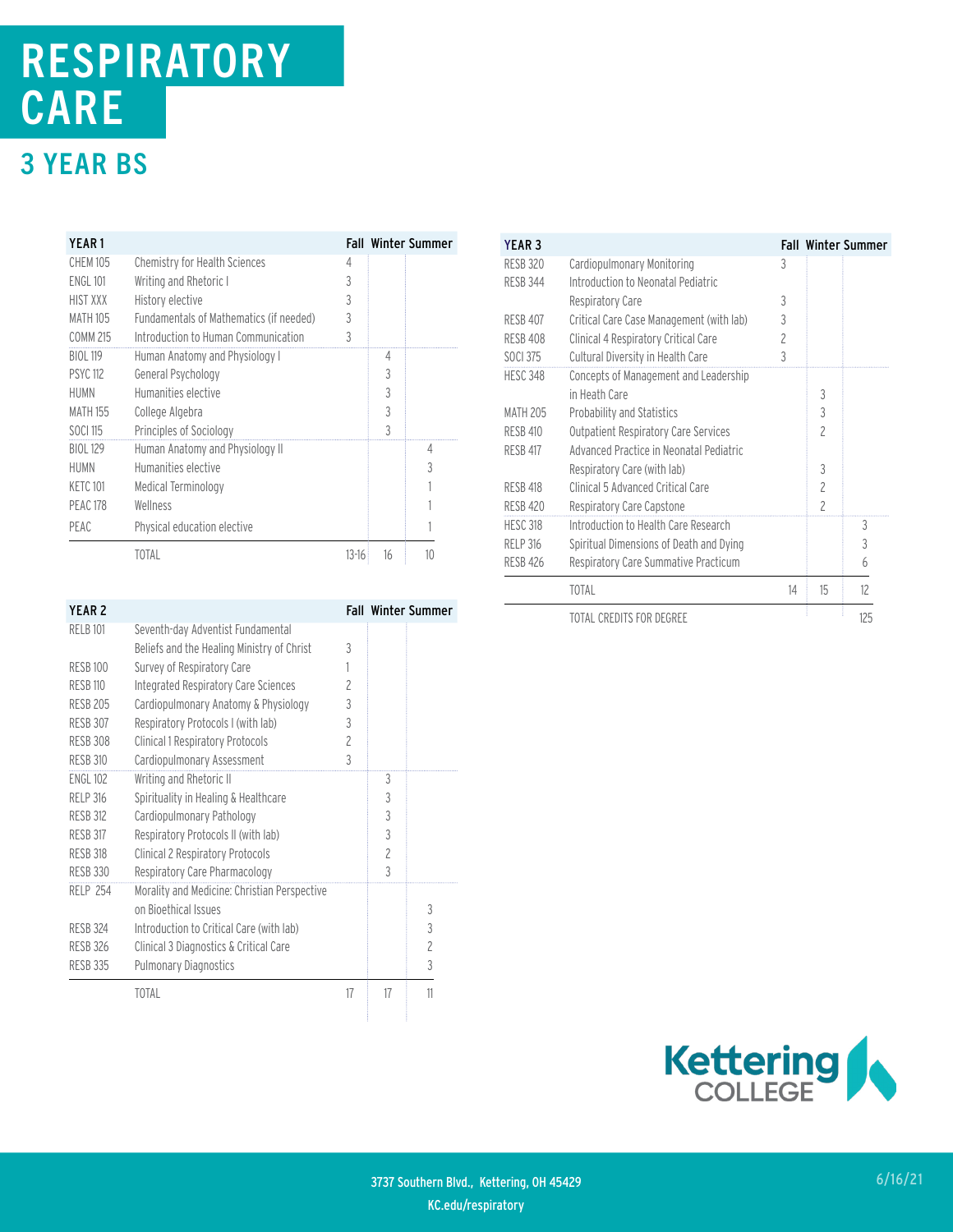# RESPIRATORY CARE

## 3 YEAR BS

| YEAR 1 | | Fall | Winter | Summer |
|---|---|---|---|---|
| CHEM 105 | Chemistry for Health Sciences | 4 | | |
| ENGL 101 | Writing and Rhetoric I | 3 | | |
| HIST XXX | History elective | 3 | | |
| MATH 105 | Fundamentals of Mathematics (if needed) | 3 | | |
| COMM 215 | Introduction to Human Communication | 3 | | |
| BIOL 119 | Human Anatomy and Physiology I | | 4 | |
| PSYC 112 | General Psychology | | 3 | |
| HUMN | Humanities elective | | 3 | |
| MATH 155 | College Algebra | | 3 | |
| SOCI 115 | Principles of Sociology | | 3 | |
| BIOL 129 | Human Anatomy and Physiology II | | | 4 |
| HUMN | Humanities elective | | | 3 |
| KETC 101 | Medical Terminology | | | 1 |
| PEAC 178 | Wellness | | | 1 |
| PEAC | Physical education elective | | | 1 |
| | TOTAL | 13-16 | 16 | 10 |

| YEAR 2 | | Fall | Winter | Summer |
|---|---|---|---|---|
| RELB 101 | Seventh-day Adventist Fundamental Beliefs and the Healing Ministry of Christ | 3 | | |
| RESB 100 | Survey of Respiratory Care | 1 | | |
| RESB 110 | Integrated Respiratory Care Sciences | 2 | | |
| RESB 205 | Cardiopulmonary Anatomy & Physiology | 3 | | |
| RESB 307 | Respiratory Protocols I (with lab) | 3 | | |
| RESB 308 | Clinical 1 Respiratory Protocols | 2 | | |
| RESB 310 | Cardiopulmonary Assessment | 3 | | |
| ENGL 102 | Writing and Rhetoric II | | 3 | |
| RELP 316 | Spirituality in Healing & Healthcare | | 3 | |
| RESB 312 | Cardiopulmonary Pathology | | 3 | |
| RESB 317 | Respiratory Protocols II (with lab) | | 3 | |
| RESB 318 | Clinical 2 Respiratory Protocols | | 2 | |
| RESB 330 | Respiratory Care Pharmacology | | 3 | |
| RELP 254 | Morality and Medicine: Christian Perspective on Bioethical Issues | | | 3 |
| RESB 324 | Introduction to Critical Care (with lab) | | | 3 |
| RESB 326 | Clinical 3 Diagnostics & Critical Care | | | 2 |
| RESB 335 | Pulmonary Diagnostics | | | 3 |
| | TOTAL | 17 | 17 | 11 |

| YEAR 3 | | Fall | Winter | Summer |
|---|---|---|---|---|
| RESB 320 | Cardiopulmonary Monitoring | 3 | | |
| RESB 344 | Introduction to Neonatal Pediatric Respiratory Care | 3 | | |
| RESB 407 | Critical Care Case Management (with lab) | 3 | | |
| RESB 408 | Clinical 4 Respiratory Critical Care | 2 | | |
| SOCI 375 | Cultural Diversity in Health Care | 3 | | |
| HESC 348 | Concepts of Management and Leadership in Heath Care | | 3 | |
| MATH 205 | Probability and Statistics | | 3 | |
| RESB 410 | Outpatient Respiratory Care Services | | 2 | |
| RESB 417 | Advanced Practice in Neonatal Pediatric Respiratory Care (with lab) | | 3 | |
| RESB 418 | Clinical 5 Advanced Critical Care | | 2 | |
| RESB 420 | Respiratory Care Capstone | | 2 | |
| HESC 318 | Introduction to Health Care Research | | | 3 |
| RELP 316 | Spiritual Dimensions of Death and Dying | | | 3 |
| RESB 426 | Respiratory Care Summative Practicum | | | 6 |
| | TOTAL | 14 | 15 | 12 |
| | TOTAL CREDITS FOR DEGREE | | | 125 |

Kettering College

3737 Southern Blvd., Kettering, OH 45429

KC.edu/respiratory

6/16/21